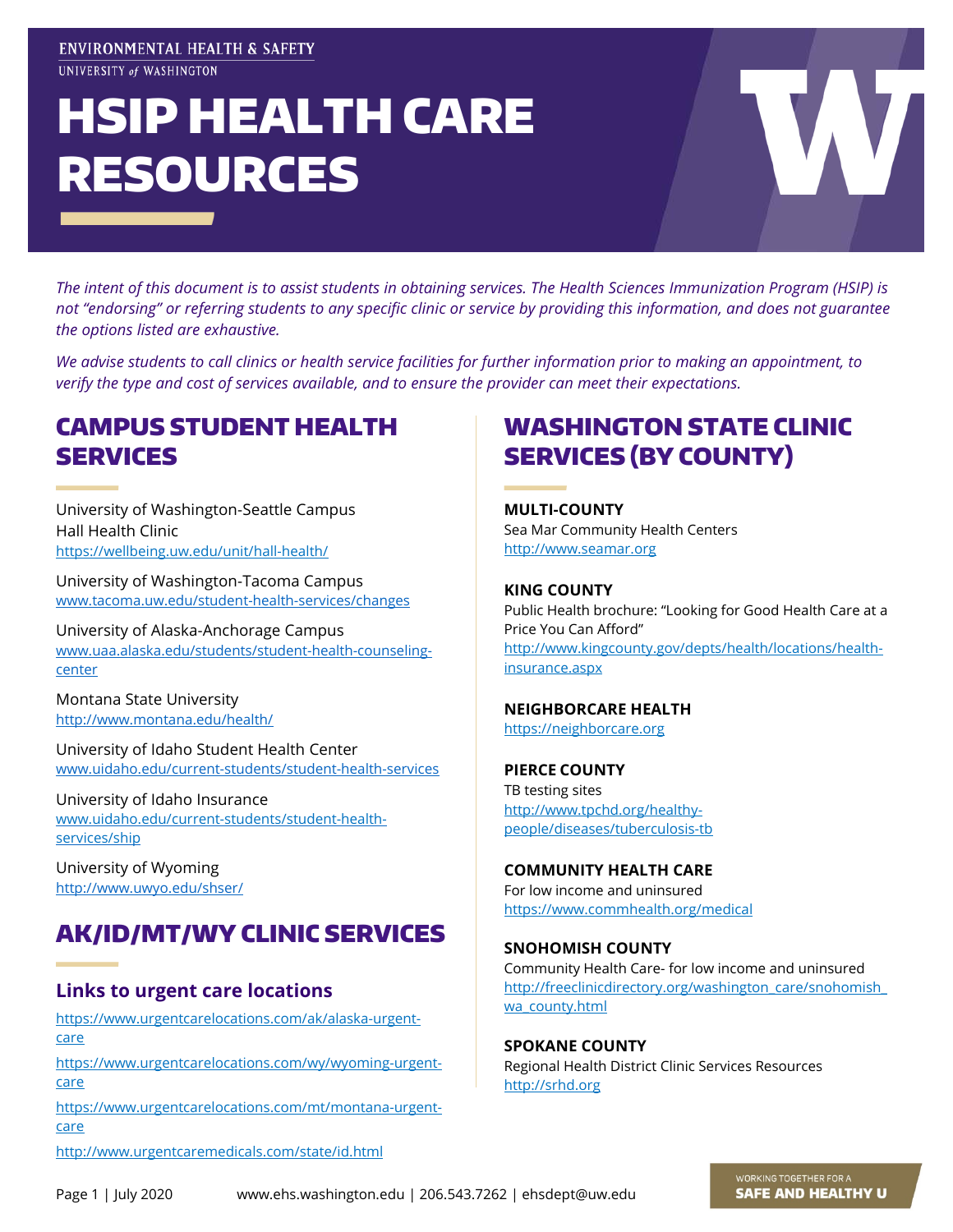ENVIRONMENTAL HEALTH & SAFETY
UNIVERSITY of WASHINGTON

# HSIP HEALTH CARE RESOURCES

*The intent of this document is to assist students in obtaining services. The Health Sciences Immunization Program (HSIP) is not "endorsing" or referring students to any specific clinic or service by providing this information, and does not guarantee the options listed are exhaustive.*

*We advise students to call clinics or health service facilities for further information prior to making an appointment, to verify the type and cost of services available, and to ensure the provider can meet their expectations.*

## CAMPUS STUDENT HEALTH SERVICES

University of Washington-Seattle Campus
Hall Health Clinic
https://wellbeing.uw.edu/unit/hall-health/

University of Washington-Tacoma Campus
www.tacoma.uw.edu/student-health-services/changes

University of Alaska-Anchorage Campus
www.uaa.alaska.edu/students/student-health-counseling-center

Montana State University
http://www.montana.edu/health/

University of Idaho Student Health Center
www.uidaho.edu/current-students/student-health-services

University of Idaho Insurance
www.uidaho.edu/current-students/student-health-services/ship

University of Wyoming
http://www.uwyo.edu/shser/

## AK/ID/MT/WY CLINIC SERVICES

### Links to urgent care locations

https://www.urgentcarelocations.com/ak/alaska-urgent-care

https://www.urgentcarelocations.com/wy/wyoming-urgent-care

https://www.urgentcarelocations.com/mt/montana-urgent-care

http://www.urgentcaremedicals.com/state/id.html

## WASHINGTON STATE CLINIC SERVICES (BY COUNTY)

**MULTI-COUNTY**
Sea Mar Community Health Centers
http://www.seamar.org

**KING COUNTY**
Public Health brochure: "Looking for Good Health Care at a Price You Can Afford"
http://www.kingcounty.gov/depts/health/locations/health-insurance.aspx

**NEIGHBORCARE HEALTH**
https://neighborcare.org

**PIERCE COUNTY**
TB testing sites
http://www.tpchd.org/healthy-people/diseases/tuberculosis-tb

**COMMUNITY HEALTH CARE**
For low income and uninsured
https://www.commhealth.org/medical

**SNOHOMISH COUNTY**
Community Health Care- for low income and uninsured
http://freeclinicdirectory.org/washington_care/snohomish_wa_county.html

**SPOKANE COUNTY**
Regional Health District Clinic Services Resources
http://srhd.org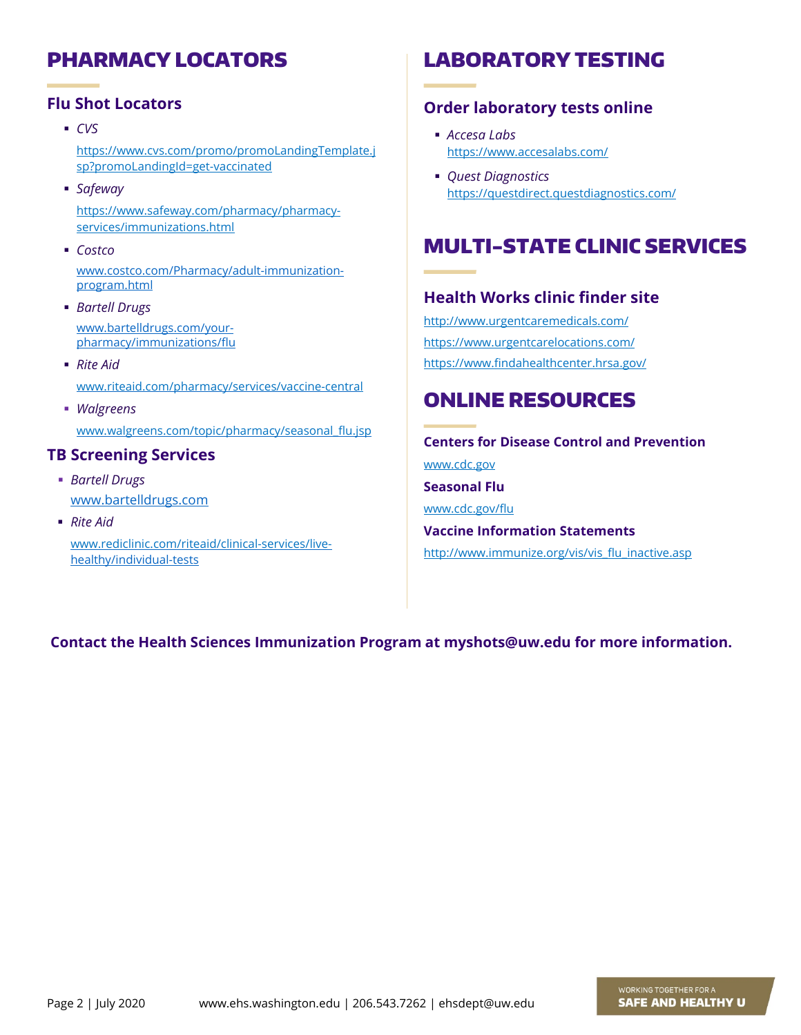# PHARMACY LOCATORS

## Flu Shot Locators

- *CVS*

  https://www.cvs.com/promo/promoLandingTemplate.jsp?promoLandingId=get-vaccinated

- *Safeway*

  https://www.safeway.com/pharmacy/pharmacy-services/immunizations.html

- *Costco*

  www.costco.com/Pharmacy/adult-immunization-program.html

- *Bartell Drugs*

  www.bartelldrugs.com/your-pharmacy/immunizations/flu

- *Rite Aid*

  www.riteaid.com/pharmacy/services/vaccine-central

- *Walgreens*

  www.walgreens.com/topic/pharmacy/seasonal_flu.jsp

## TB Screening Services

- *Bartell Drugs*

  www.bartelldrugs.com

- *Rite Aid*

  www.rediclinic.com/riteaid/clinical-services/live-healthy/individual-tests

# LABORATORY TESTING

## Order laboratory tests online

- *Accesa Labs*
  https://www.accesalabs.com/

- *Quest Diagnostics*
  https://questdirect.questdiagnostics.com/

# MULTI-STATE CLINIC SERVICES

## Health Works clinic finder site

http://www.urgentcaremedicals.com/

https://www.urgentcarelocations.com/

https://www.findahealthcenter.hrsa.gov/

# ONLINE RESOURCES

**Centers for Disease Control and Prevention**

www.cdc.gov

**Seasonal Flu**

www.cdc.gov/flu

**Vaccine Information Statements**

http://www.immunize.org/vis/vis_flu_inactive.asp

**Contact the Health Sciences Immunization Program at myshots@uw.edu for more information.**